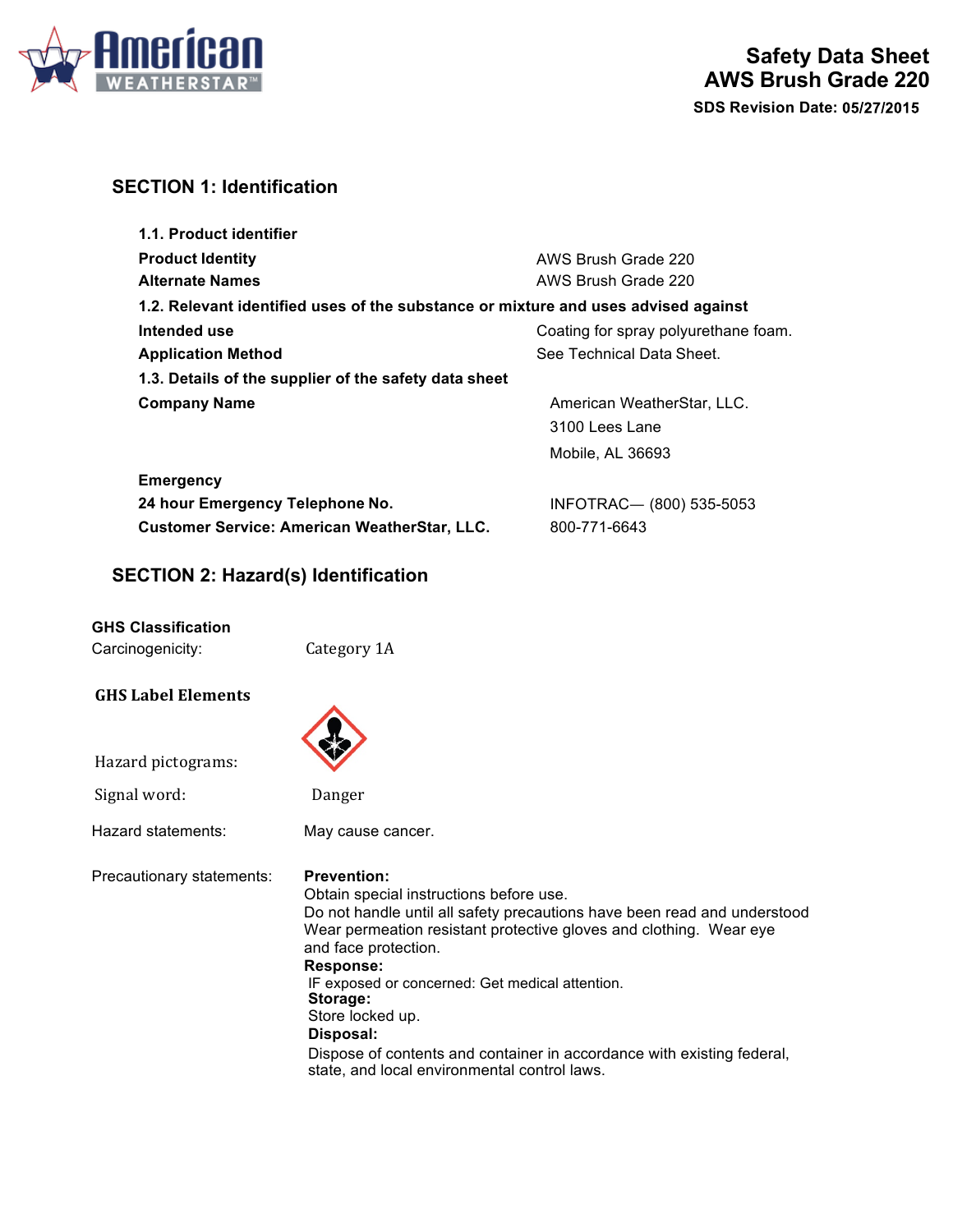# Safety Data Sheet
## AWS Brush Grade 220

**SDS Revision Date: 05/27/2015**

## SECTION 1: Identification

**1.1. Product identifier**

| | |
|---|---|
| **Product Identity** | AWS Brush Grade 220 |
| **Alternate Names** | AWS Brush Grade 220 |

**1.2. Relevant identified uses of the substance or mixture and uses advised against**

| | |
|---|---|
| **Intended use** | Coating for spray polyurethane foam. |
| **Application Method** | See Technical Data Sheet. |

**1.3. Details of the supplier of the safety data sheet**

| | |
|---|---|
| **Company Name** | American WeatherStar, LLC.<br>3100 Lees Lane<br>Mobile, AL 36693 |

**Emergency**

| | |
|---|---|
| **24 hour Emergency Telephone No.** | INFOTRAC— (800) 535-5053 |
| **Customer Service: American WeatherStar, LLC.** | 800-771-6643 |

## SECTION 2: Hazard(s) Identification

**GHS Classification**

Carcinogenicity: Category 1A

**GHS Label Elements**

Hazard pictograms:

Signal word: Danger

Hazard statements: May cause cancer.

Precautionary statements:

**Prevention:**
Obtain special instructions before use.
Do not handle until all safety precautions have been read and understood
Wear permeation resistant protective gloves and clothing. Wear eye and face protection.

**Response:**
IF exposed or concerned: Get medical attention.

**Storage:**
Store locked up.

**Disposal:**
Dispose of contents and container in accordance with existing federal, state, and local environmental control laws.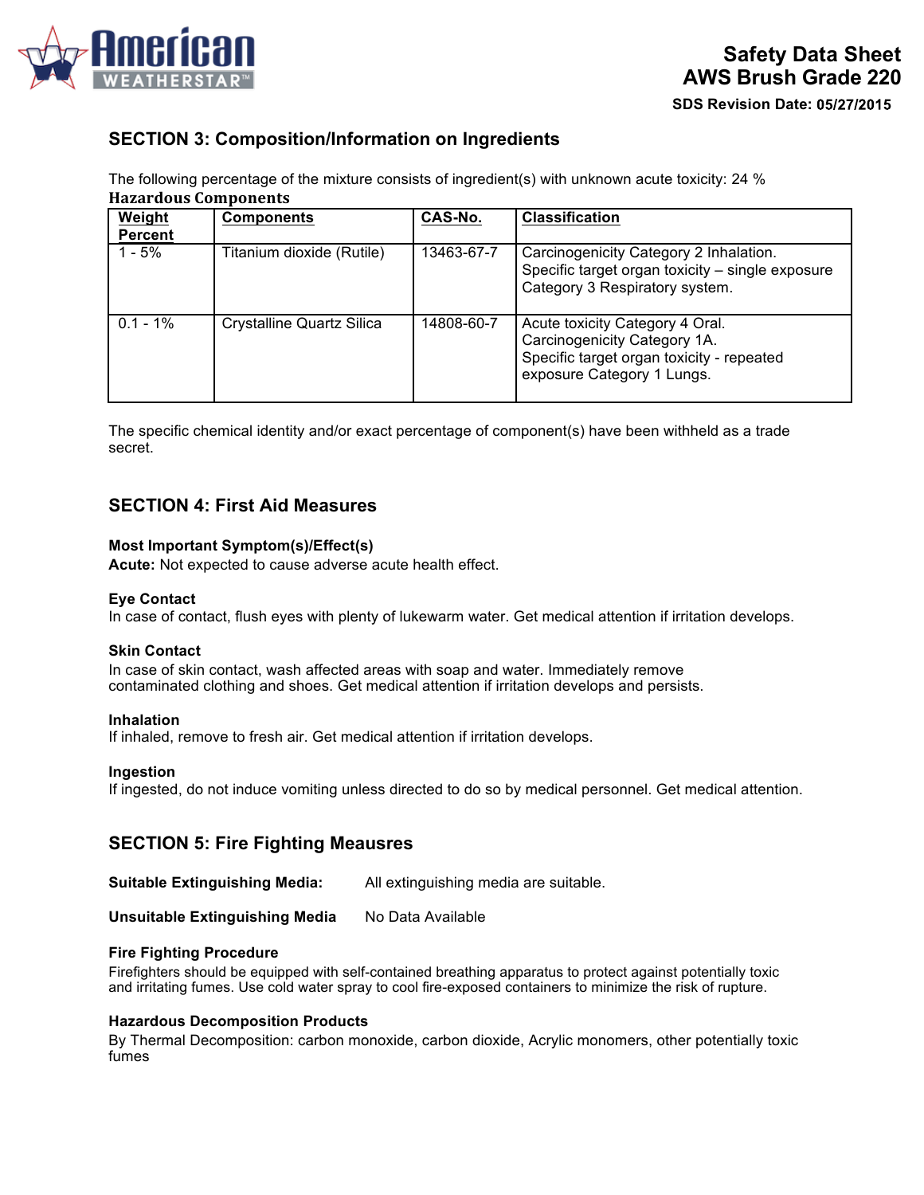## SECTION 3: Composition/Information on Ingredients

The following percentage of the mixture consists of ingredient(s) with unknown acute toxicity: 24 %

**Hazardous Components**

| Weight Percent | Components | CAS-No. | Classification |
|---|---|---|---|
| 1 - 5% | Titanium dioxide (Rutile) | 13463-67-7 | Carcinogenicity Category 2 Inhalation. Specific target organ toxicity – single exposure Category 3 Respiratory system. |
| 0.1 - 1% | Crystalline Quartz Silica | 14808-60-7 | Acute toxicity Category 4 Oral. Carcinogenicity Category 1A. Specific target organ toxicity - repeated exposure Category 1 Lungs. |

The specific chemical identity and/or exact percentage of component(s) have been withheld as a trade secret.

## SECTION 4: First Aid Measures

**Most Important Symptom(s)/Effect(s)**
**Acute:** Not expected to cause adverse acute health effect.

**Eye Contact**
In case of contact, flush eyes with plenty of lukewarm water. Get medical attention if irritation develops.

**Skin Contact**
In case of skin contact, wash affected areas with soap and water. Immediately remove contaminated clothing and shoes. Get medical attention if irritation develops and persists.

**Inhalation**
If inhaled, remove to fresh air. Get medical attention if irritation develops.

**Ingestion**
If ingested, do not induce vomiting unless directed to do so by medical personnel. Get medical attention.

## SECTION 5: Fire Fighting Meausres

**Suitable Extinguishing Media:** All extinguishing media are suitable.

**Unsuitable Extinguishing Media** No Data Available

**Fire Fighting Procedure**
Firefighters should be equipped with self-contained breathing apparatus to protect against potentially toxic and irritating fumes. Use cold water spray to cool fire-exposed containers to minimize the risk of rupture.

**Hazardous Decomposition Products**
By Thermal Decomposition: carbon monoxide, carbon dioxide, Acrylic monomers, other potentially toxic fumes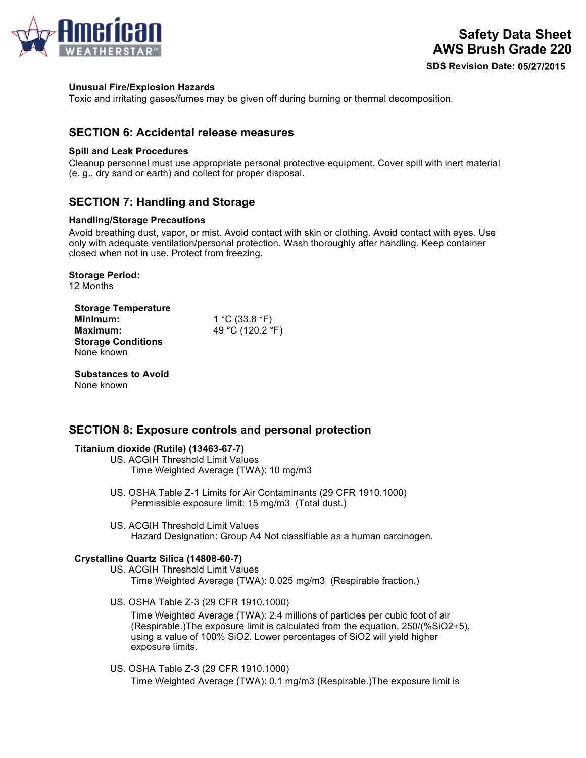**Unusual Fire/Explosion Hazards**

Toxic and irritating gases/fumes may be given off during burning or thermal decomposition.

## SECTION 6: Accidental release measures

**Spill and Leak Procedures**

Cleanup personnel must use appropriate personal protective equipment. Cover spill with inert material (e. g., dry sand or earth) and collect for proper disposal.

## SECTION 7: Handling and Storage

**Handling/Storage Precautions**

Avoid breathing dust, vapor, or mist. Avoid contact with skin or clothing. Avoid contact with eyes. Use only with adequate ventilation/personal protection. Wash thoroughly after handling. Keep container closed when not in use. Protect from freezing.

**Storage Period:**
12 Months

**Storage Temperature**

| | |
|---|---|
| **Minimum:** | 1 °C (33.8 °F) |
| **Maximum:** | 49 °C (120.2 °F) |

**Storage Conditions**
None known

**Substances to Avoid**
None known

## SECTION 8: Exposure controls and personal protection

**Titanium dioxide (Rutile) (13463-67-7)**

US. ACGIH Threshold Limit Values
Time Weighted Average (TWA): 10 mg/m3

US. OSHA Table Z-1 Limits for Air Contaminants (29 CFR 1910.1000)
Permissible exposure limit: 15 mg/m3 (Total dust.)

US. ACGIH Threshold Limit Values
Hazard Designation: Group A4 Not classifiable as a human carcinogen.

**Crystalline Quartz Silica (14808-60-7)**

US. ACGIH Threshold Limit Values
Time Weighted Average (TWA): 0.025 mg/m3 (Respirable fraction.)

US. OSHA Table Z-3 (29 CFR 1910.1000)
Time Weighted Average (TWA): 2.4 millions of particles per cubic foot of air (Respirable.)The exposure limit is calculated from the equation, 250/(%SiO2+5), using a value of 100% SiO2. Lower percentages of SiO2 will yield higher exposure limits.

US. OSHA Table Z-3 (29 CFR 1910.1000)
Time Weighted Average (TWA): 0.1 mg/m3 (Respirable.)The exposure limit is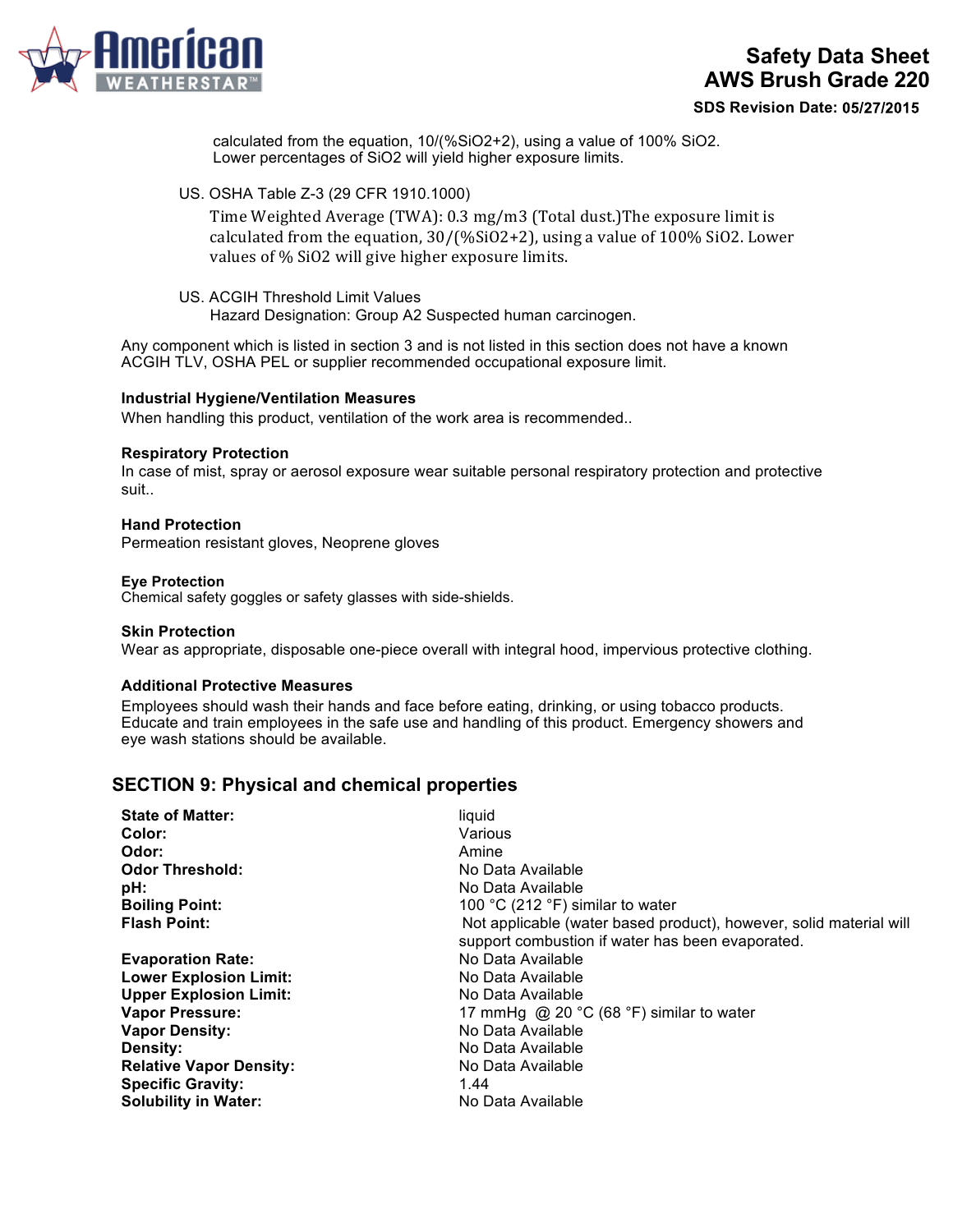calculated from the equation, 10/(%$SiO_2$+2), using a value of 100% $SiO_2$. Lower percentages of $SiO_2$ will yield higher exposure limits.

US. OSHA Table Z-3 (29 CFR 1910.1000)

Time Weighted Average (TWA): 0.3 mg/m3 (Total dust.)The exposure limit is calculated from the equation, 30/(%$SiO_2$+2), using a value of 100% $SiO_2$. Lower values of % $SiO_2$ will give higher exposure limits.

US. ACGIH Threshold Limit Values

Hazard Designation: Group A2 Suspected human carcinogen.

Any component which is listed in section 3 and is not listed in this section does not have a known ACGIH TLV, OSHA PEL or supplier recommended occupational exposure limit.

**Industrial Hygiene/Ventilation Measures**

When handling this product, ventilation of the work area is recommended..

**Respiratory Protection**

In case of mist, spray or aerosol exposure wear suitable personal respiratory protection and protective suit..

**Hand Protection**

Permeation resistant gloves, Neoprene gloves

**Eye Protection**

Chemical safety goggles or safety glasses with side-shields.

**Skin Protection**

Wear as appropriate, disposable one-piece overall with integral hood, impervious protective clothing.

**Additional Protective Measures**

Employees should wash their hands and face before eating, drinking, or using tobacco products. Educate and train employees in the safe use and handling of this product. Emergency showers and eye wash stations should be available.

## SECTION 9: Physical and chemical properties

| | |
|---|---|
| **State of Matter:** | liquid |
| **Color:** | Various |
| **Odor:** | Amine |
| **Odor Threshold:** | No Data Available |
| **pH:** | No Data Available |
| **Boiling Point:** | 100 °C (212 °F) similar to water |
| **Flash Point:** | Not applicable (water based product), however, solid material will support combustion if water has been evaporated. |
| **Evaporation Rate:** | No Data Available |
| **Lower Explosion Limit:** | No Data Available |
| **Upper Explosion Limit:** | No Data Available |
| **Vapor Pressure:** | 17 mmHg @ 20 °C (68 °F) similar to water |
| **Vapor Density:** | No Data Available |
| **Density:** | No Data Available |
| **Relative Vapor Density:** | No Data Available |
| **Specific Gravity:** | 1.44 |
| **Solubility in Water:** | No Data Available |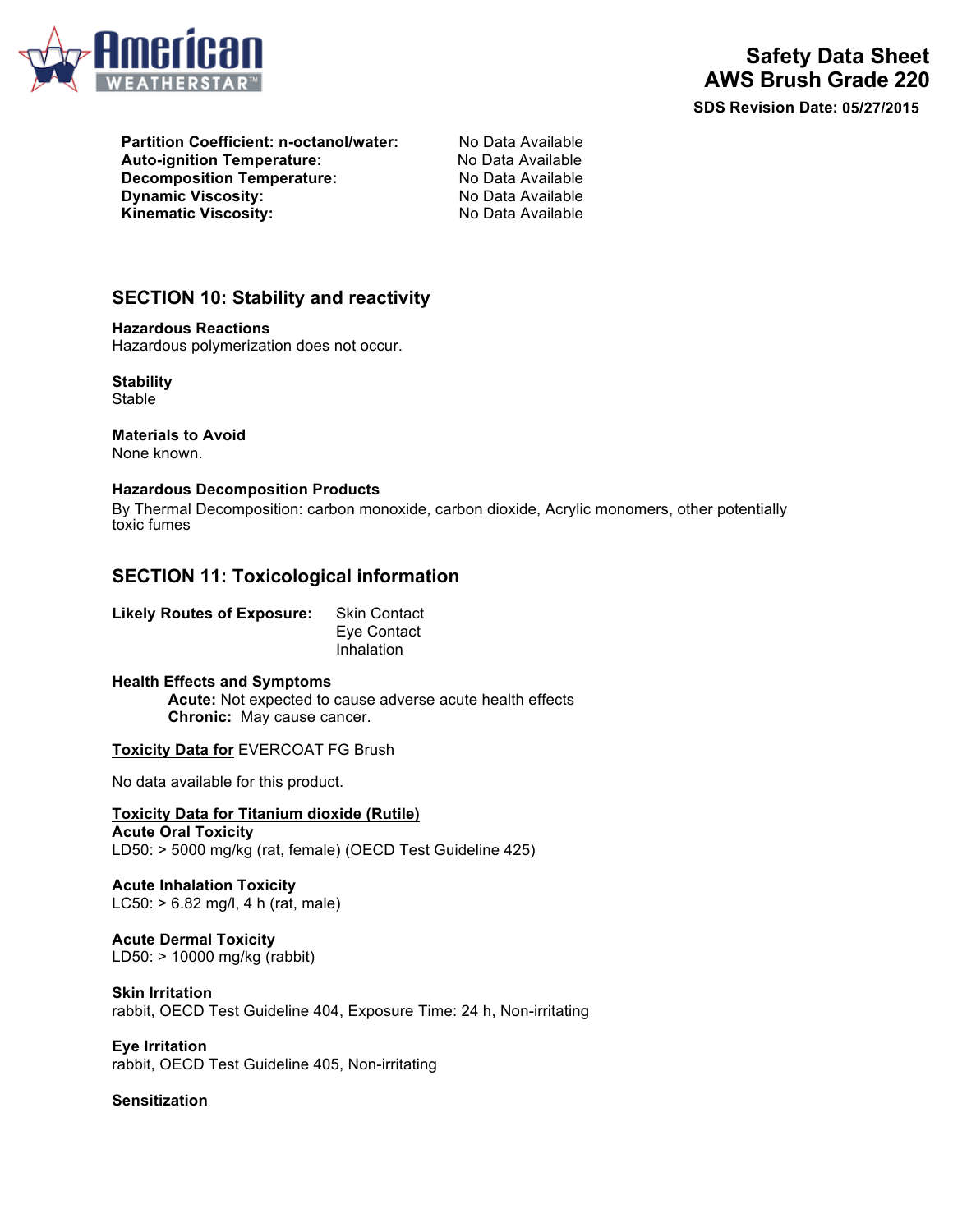| | |
|---|---|
| **Partition Coefficient: n-octanol/water:** | No Data Available |
| **Auto-ignition Temperature:** | No Data Available |
| **Decomposition Temperature:** | No Data Available |
| **Dynamic Viscosity:** | No Data Available |
| **Kinematic Viscosity:** | No Data Available |

## SECTION 10: Stability and reactivity

**Hazardous Reactions**
Hazardous polymerization does not occur.

**Stability**
Stable

**Materials to Avoid**
None known.

**Hazardous Decomposition Products**
By Thermal Decomposition: carbon monoxide, carbon dioxide, Acrylic monomers, other potentially toxic fumes

## SECTION 11: Toxicological information

**Likely Routes of Exposure:** Skin Contact
Eye Contact
Inhalation

**Health Effects and Symptoms**
**Acute:** Not expected to cause adverse acute health effects
**Chronic:** May cause cancer.

**Toxicity Data for** EVERCOAT FG Brush

No data available for this product.

**Toxicity Data for Titanium dioxide (Rutile)**
**Acute Oral Toxicity**
LD50: > 5000 mg/kg (rat, female) (OECD Test Guideline 425)

**Acute Inhalation Toxicity**
LC50: > 6.82 mg/l, 4 h (rat, male)

**Acute Dermal Toxicity**
LD50: > 10000 mg/kg (rabbit)

**Skin Irritation**
rabbit, OECD Test Guideline 404, Exposure Time: 24 h, Non-irritating

**Eye Irritation**
rabbit, OECD Test Guideline 405, Non-irritating

**Sensitization**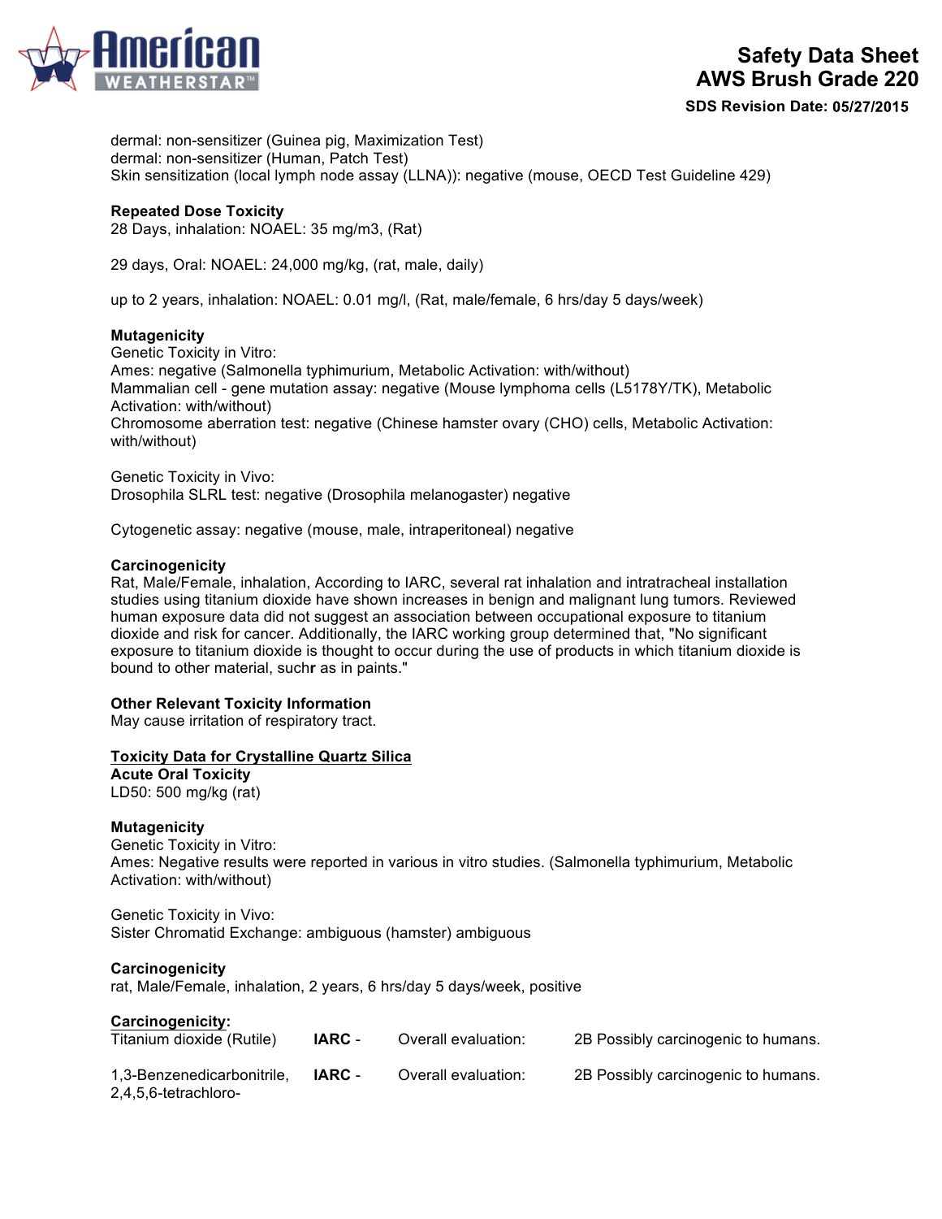dermal: non-sensitizer (Guinea pig, Maximization Test)
dermal: non-sensitizer (Human, Patch Test)
Skin sensitization (local lymph node assay (LLNA)): negative (mouse, OECD Test Guideline 429)

**Repeated Dose Toxicity**
28 Days, inhalation: NOAEL: 35 mg/m3, (Rat)

29 days, Oral: NOAEL: 24,000 mg/kg, (rat, male, daily)

up to 2 years, inhalation: NOAEL: 0.01 mg/l, (Rat, male/female, 6 hrs/day 5 days/week)

**Mutagenicity**
Genetic Toxicity in Vitro:
Ames: negative (Salmonella typhimurium, Metabolic Activation: with/without)
Mammalian cell - gene mutation assay: negative (Mouse lymphoma cells (L5178Y/TK), Metabolic Activation: with/without)
Chromosome aberration test: negative (Chinese hamster ovary (CHO) cells, Metabolic Activation: with/without)

Genetic Toxicity in Vivo:
Drosophila SLRL test: negative (Drosophila melanogaster) negative

Cytogenetic assay: negative (mouse, male, intraperitoneal) negative

**Carcinogenicity**
Rat, Male/Female, inhalation, According to IARC, several rat inhalation and intratracheal installation studies using titanium dioxide have shown increases in benign and malignant lung tumors. Reviewed human exposure data did not suggest an association between occupational exposure to titanium dioxide and risk for cancer. Additionally, the IARC working group determined that, "No significant exposure to titanium dioxide is thought to occur during the use of products in which titanium dioxide is bound to other material, suchr as in paints."

**Other Relevant Toxicity Information**
May cause irritation of respiratory tract.

**Toxicity Data for Crystalline Quartz Silica**
**Acute Oral Toxicity**
LD50: 500 mg/kg (rat)

**Mutagenicity**
Genetic Toxicity in Vitro:
Ames: Negative results were reported in various in vitro studies. (Salmonella typhimurium, Metabolic Activation: with/without)

Genetic Toxicity in Vivo:
Sister Chromatid Exchange: ambiguous (hamster) ambiguous

**Carcinogenicity**
rat, Male/Female, inhalation, 2 years, 6 hrs/day 5 days/week, positive

**Carcinogenicity:**

| | | | |
|---|---|---|---|
| Titanium dioxide (Rutile) | **IARC** - | Overall evaluation: | 2B Possibly carcinogenic to humans. |
| 1,3-Benzenedicarbonitrile, 2,4,5,6-tetrachloro- | **IARC** - | Overall evaluation: | 2B Possibly carcinogenic to humans. |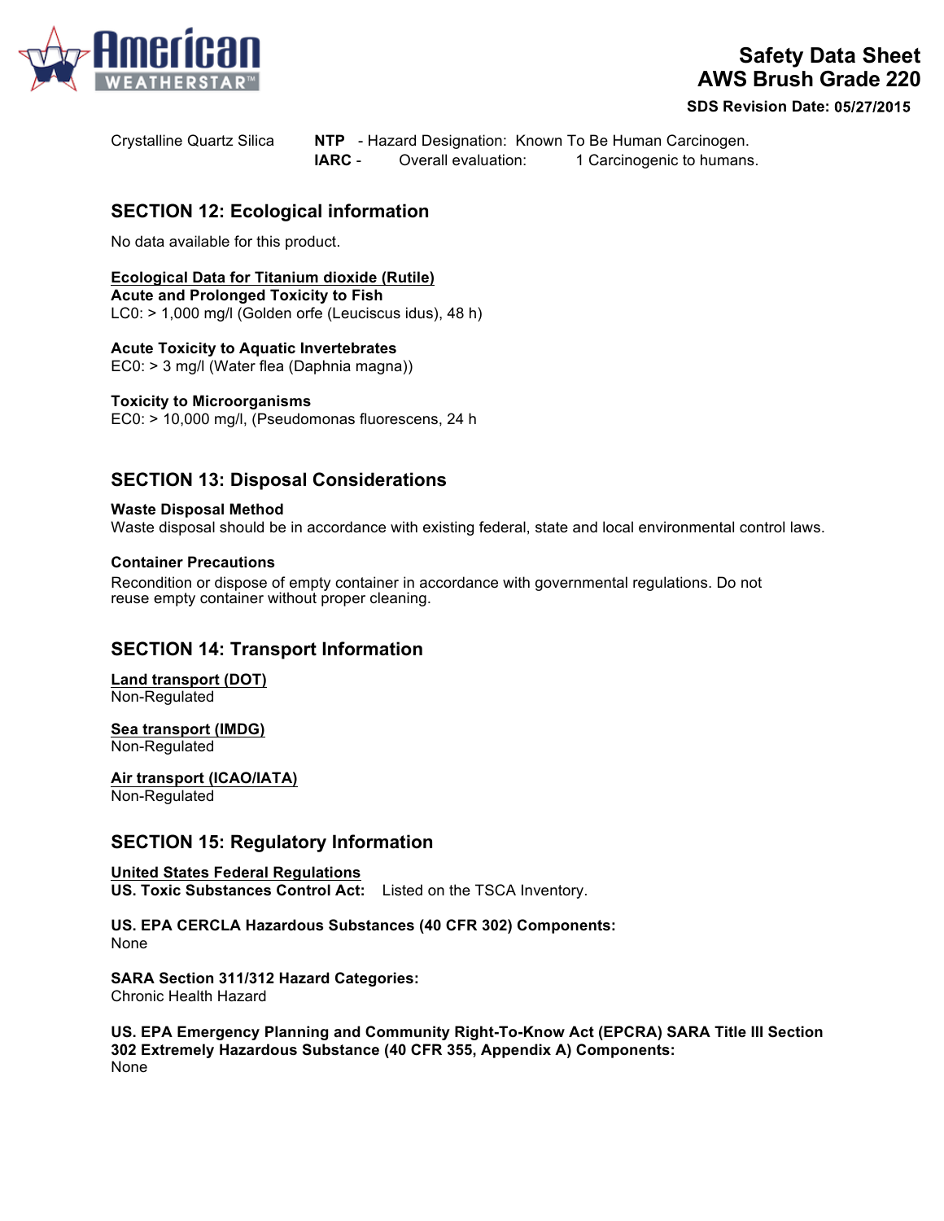| Crystalline Quartz Silica | **NTP** - Hazard Designation: Known To Be Human Carcinogen. |
| --- | --- |
| | **IARC** - Overall evaluation: 1 Carcinogenic to humans. |

## SECTION 12: Ecological information

No data available for this product.

**Ecological Data for Titanium dioxide (Rutile)**
**Acute and Prolonged Toxicity to Fish**
LC0: > 1,000 mg/l (Golden orfe (Leuciscus idus), 48 h)

**Acute Toxicity to Aquatic Invertebrates**
EC0: > 3 mg/l (Water flea (Daphnia magna))

**Toxicity to Microorganisms**
EC0: > 10,000 mg/l, (Pseudomonas fluorescens, 24 h

## SECTION 13: Disposal Considerations

**Waste Disposal Method**
Waste disposal should be in accordance with existing federal, state and local environmental control laws.

**Container Precautions**
Recondition or dispose of empty container in accordance with governmental regulations. Do not reuse empty container without proper cleaning.

## SECTION 14: Transport Information

**Land transport (DOT)**
Non-Regulated

**Sea transport (IMDG)**
Non-Regulated

**Air transport (ICAO/IATA)**
Non-Regulated

## SECTION 15: Regulatory Information

**United States Federal Regulations**
**US. Toxic Substances Control Act:** Listed on the TSCA Inventory.

**US. EPA CERCLA Hazardous Substances (40 CFR 302) Components:**
None

**SARA Section 311/312 Hazard Categories:**
Chronic Health Hazard

**US. EPA Emergency Planning and Community Right-To-Know Act (EPCRA) SARA Title III Section 302 Extremely Hazardous Substance (40 CFR 355, Appendix A) Components:**
None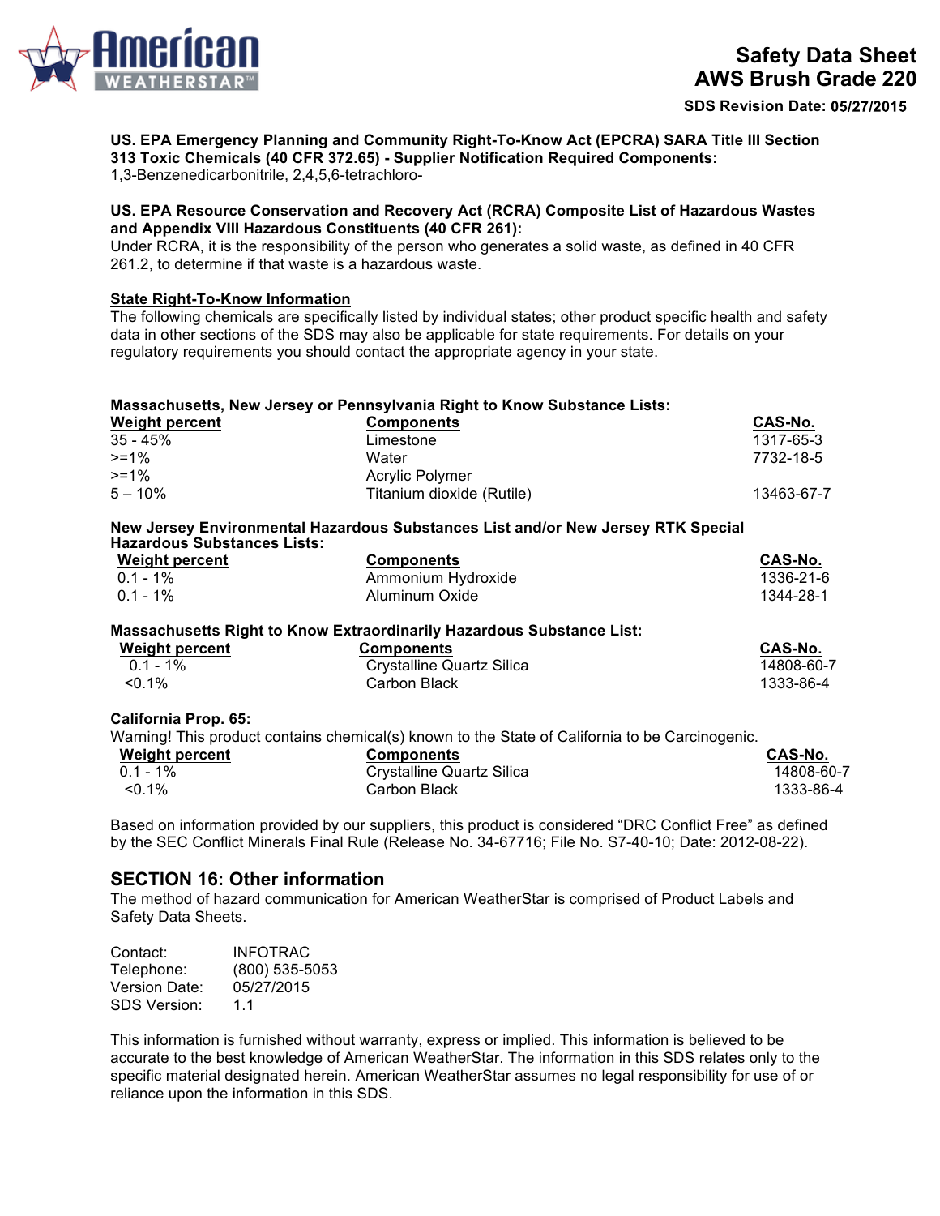**US. EPA Emergency Planning and Community Right-To-Know Act (EPCRA) SARA Title III Section 313 Toxic Chemicals (40 CFR 372.65) - Supplier Notification Required Components:**
1,3-Benzenedicarbonitrile, 2,4,5,6-tetrachloro-

**US. EPA Resource Conservation and Recovery Act (RCRA) Composite List of Hazardous Wastes and Appendix VIII Hazardous Constituents (40 CFR 261):**
Under RCRA, it is the responsibility of the person who generates a solid waste, as defined in 40 CFR 261.2, to determine if that waste is a hazardous waste.

**State Right-To-Know Information**
The following chemicals are specifically listed by individual states; other product specific health and safety data in other sections of the SDS may also be applicable for state requirements. For details on your regulatory requirements you should contact the appropriate agency in your state.

**Massachusetts, New Jersey or Pennsylvania Right to Know Substance Lists:**

| Weight percent | Components | CAS-No. |
|---|---|---|
| 35 - 45% | Limestone | 1317-65-3 |
| >=1% | Water | 7732-18-5 |
| >=1% | Acrylic Polymer | |
| 5 – 10% | Titanium dioxide (Rutile) | 13463-67-7 |

**New Jersey Environmental Hazardous Substances List and/or New Jersey RTK Special Hazardous Substances Lists:**

| Weight percent | Components | CAS-No. |
|---|---|---|
| 0.1 - 1% | Ammonium Hydroxide | 1336-21-6 |
| 0.1 - 1% | Aluminum Oxide | 1344-28-1 |

**Massachusetts Right to Know Extraordinarily Hazardous Substance List:**

| Weight percent | Components | CAS-No. |
|---|---|---|
| 0.1 - 1% | Crystalline Quartz Silica | 14808-60-7 |
| <0.1% | Carbon Black | 1333-86-4 |

**California Prop. 65:**
Warning! This product contains chemical(s) known to the State of California to be Carcinogenic.

| Weight percent | Components | CAS-No. |
|---|---|---|
| 0.1 - 1% | Crystalline Quartz Silica | 14808-60-7 |
| <0.1% | Carbon Black | 1333-86-4 |

Based on information provided by our suppliers, this product is considered "DRC Conflict Free" as defined by the SEC Conflict Minerals Final Rule (Release No. 34-67716; File No. S7-40-10; Date: 2012-08-22).

## SECTION 16: Other information

The method of hazard communication for American WeatherStar is comprised of Product Labels and Safety Data Sheets.

Contact: INFOTRAC
Telephone: (800) 535-5053
Version Date: 05/27/2015
SDS Version: 1.1

This information is furnished without warranty, express or implied. This information is believed to be accurate to the best knowledge of American WeatherStar. The information in this SDS relates only to the specific material designated herein. American WeatherStar assumes no legal responsibility for use of or reliance upon the information in this SDS.